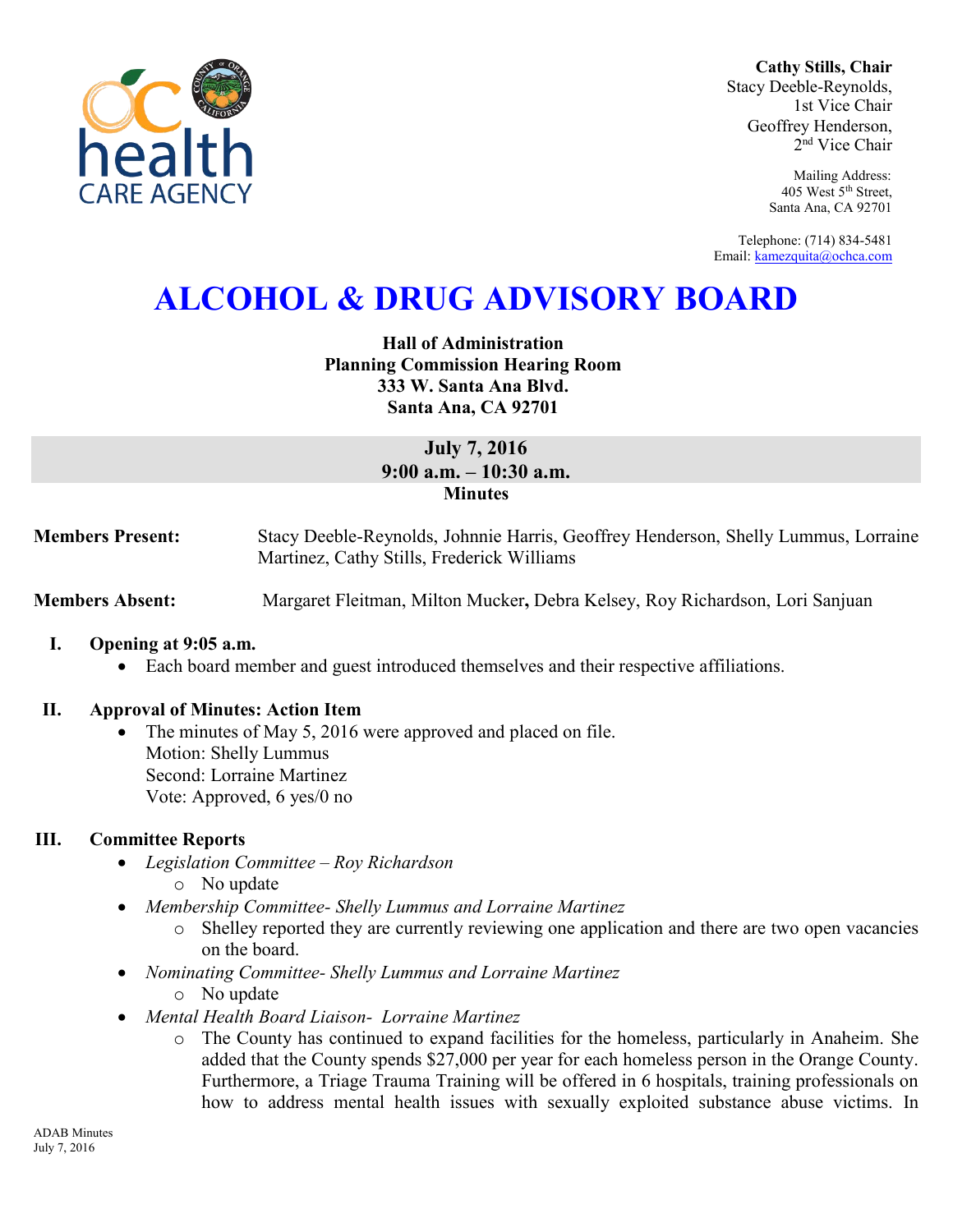**Cathy Stills, Chair**
Stacy Deeble-Reynolds,
1st Vice Chair
Geoffrey Henderson,
2nd Vice Chair

Mailing Address:
405 West 5th Street,
Santa Ana, CA 92701

Telephone: (714) 834-5481
Email: kamezquita@ochca.com

# ALCOHOL & DRUG ADVISORY BOARD

**Hall of Administration**
**Planning Commission Hearing Room**
**333 W. Santa Ana Blvd.**
**Santa Ana, CA 92701**

**July 7, 2016**
**9:00 a.m. – 10:30 a.m.**
**Minutes**

**Members Present:** Stacy Deeble-Reynolds, Johnnie Harris, Geoffrey Henderson, Shelly Lummus, Lorraine Martinez, Cathy Stills, Frederick Williams

**Members Absent:** Margaret Fleitman, Milton Mucker**,** Debra Kelsey, Roy Richardson, Lori Sanjuan

## I. Opening at 9:05 a.m.

- Each board member and guest introduced themselves and their respective affiliations.

## II. Approval of Minutes: Action Item

- The minutes of May 5, 2016 were approved and placed on file.
  Motion: Shelly Lummus
  Second: Lorraine Martinez
  Vote: Approved, 6 yes/0 no

## III. Committee Reports

- *Legislation Committee – Roy Richardson*
  - No update
- *Membership Committee- Shelly Lummus and Lorraine Martinez*
  - Shelley reported they are currently reviewing one application and there are two open vacancies on the board.
- *Nominating Committee- Shelly Lummus and Lorraine Martinez*
  - No update
- *Mental Health Board Liaison- Lorraine Martinez*
  - The County has continued to expand facilities for the homeless, particularly in Anaheim. She added that the County spends $27,000 per year for each homeless person in the Orange County. Furthermore, a Triage Trauma Training will be offered in 6 hospitals, training professionals on how to address mental health issues with sexually exploited substance abuse victims. In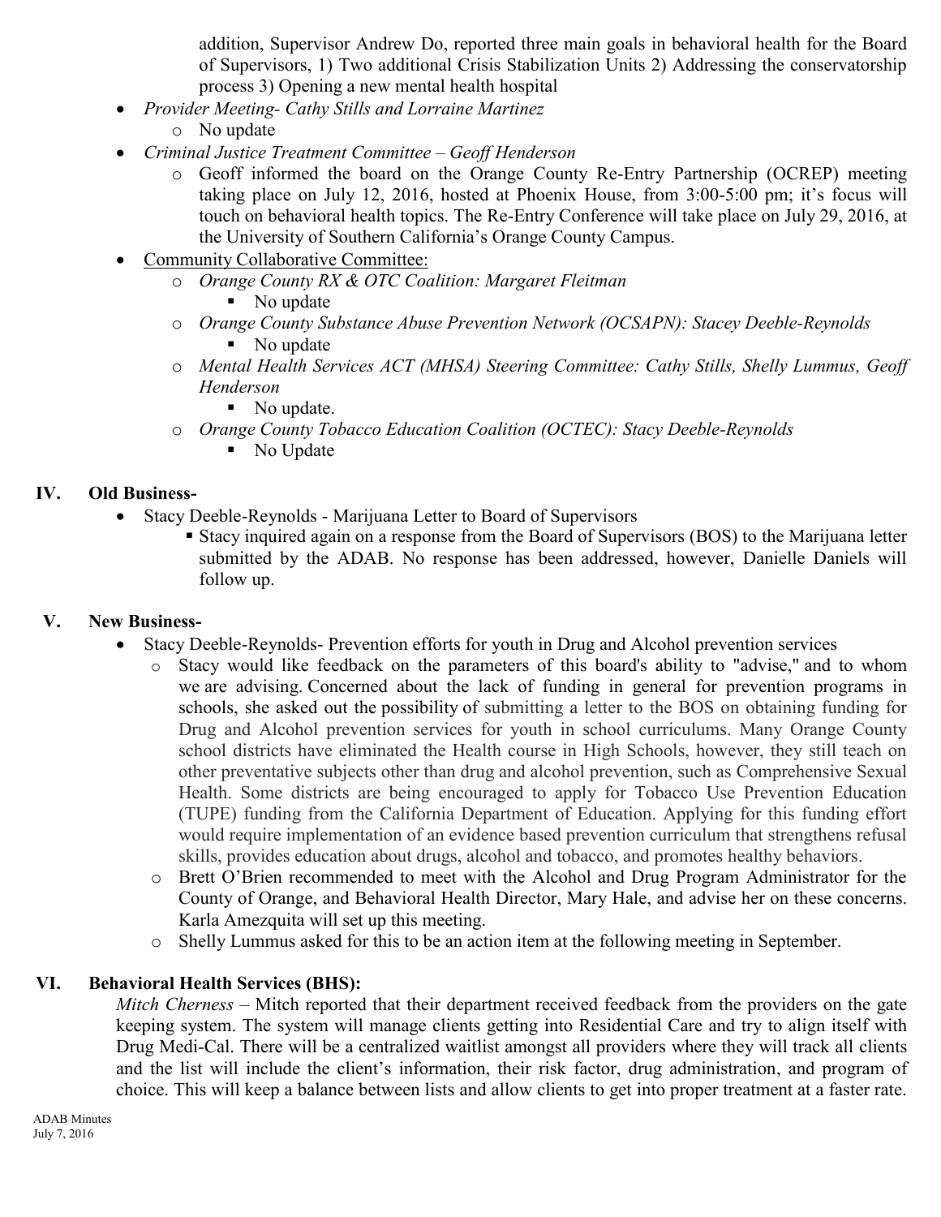addition, Supervisor Andrew Do, reported three main goals in behavioral health for the Board of Supervisors, 1) Two additional Crisis Stabilization Units 2) Addressing the conservatorship process 3) Opening a new mental health hospital

- *Provider Meeting- Cathy Stills and Lorraine Martinez*
  - No update
- *Criminal Justice Treatment Committee – Geoff Henderson*
  - Geoff informed the board on the Orange County Re-Entry Partnership (OCREP) meeting taking place on July 12, 2016, hosted at Phoenix House, from 3:00-5:00 pm; it's focus will touch on behavioral health topics. The Re-Entry Conference will take place on July 29, 2016, at the University of Southern California's Orange County Campus.
- Community Collaborative Committee:
  - *Orange County RX & OTC Coalition: Margaret Fleitman*
    - No update
  - *Orange County Substance Abuse Prevention Network (OCSAPN): Stacey Deeble-Reynolds*
    - No update
  - *Mental Health Services ACT (MHSA) Steering Committee: Cathy Stills, Shelly Lummus, Geoff Henderson*
    - No update.
  - *Orange County Tobacco Education Coalition (OCTEC): Stacy Deeble-Reynolds*
    - No Update

## IV. Old Business-

- Stacy Deeble-Reynolds - Marijuana Letter to Board of Supervisors
  - Stacy inquired again on a response from the Board of Supervisors (BOS) to the Marijuana letter submitted by the ADAB. No response has been addressed, however, Danielle Daniels will follow up.

## V. New Business-

- Stacy Deeble-Reynolds- Prevention efforts for youth in Drug and Alcohol prevention services
  - Stacy would like feedback on the parameters of this board's ability to "advise," and to whom we are advising. Concerned about the lack of funding in general for prevention programs in schools, she asked out the possibility of submitting a letter to the BOS on obtaining funding for Drug and Alcohol prevention services for youth in school curriculums. Many Orange County school districts have eliminated the Health course in High Schools, however, they still teach on other preventative subjects other than drug and alcohol prevention, such as Comprehensive Sexual Health. Some districts are being encouraged to apply for Tobacco Use Prevention Education (TUPE) funding from the California Department of Education. Applying for this funding effort would require implementation of an evidence based prevention curriculum that strengthens refusal skills, provides education about drugs, alcohol and tobacco, and promotes healthy behaviors.
  - Brett O'Brien recommended to meet with the Alcohol and Drug Program Administrator for the County of Orange, and Behavioral Health Director, Mary Hale, and advise her on these concerns. Karla Amezquita will set up this meeting.
  - Shelly Lummus asked for this to be an action item at the following meeting in September.

## VI. Behavioral Health Services (BHS):

*Mitch Cherness* – Mitch reported that their department received feedback from the providers on the gate keeping system. The system will manage clients getting into Residential Care and try to align itself with Drug Medi-Cal. There will be a centralized waitlist amongst all providers where they will track all clients and the list will include the client's information, their risk factor, drug administration, and program of choice. This will keep a balance between lists and allow clients to get into proper treatment at a faster rate.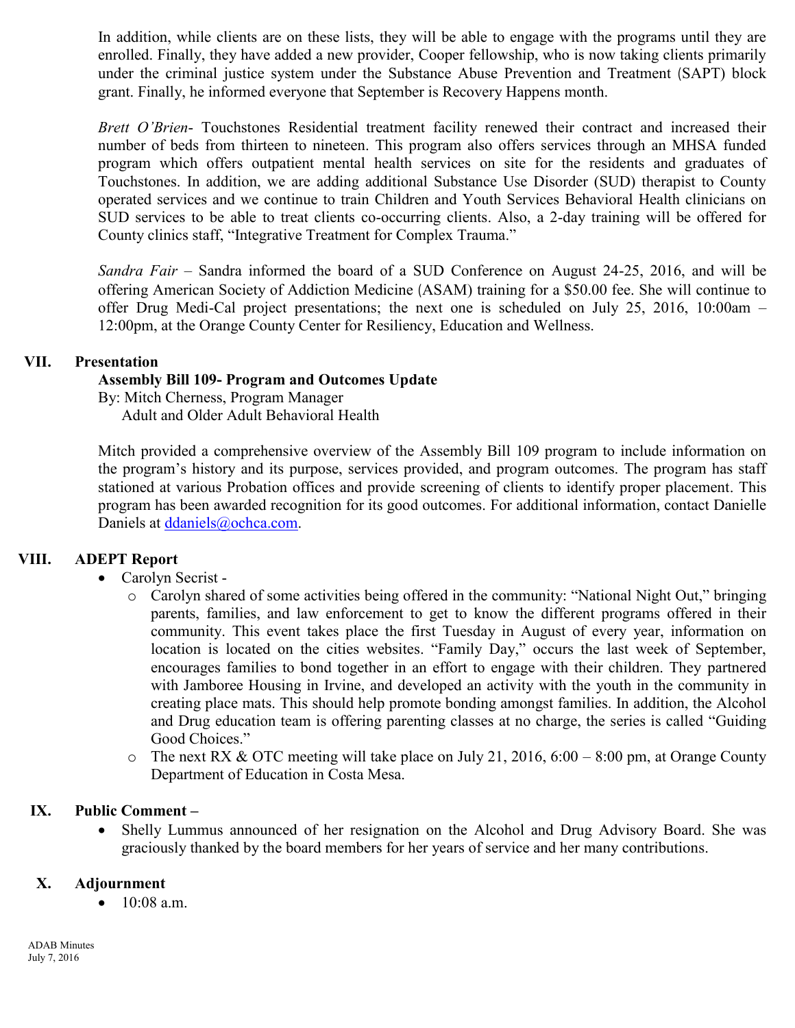In addition, while clients are on these lists, they will be able to engage with the programs until they are enrolled. Finally, they have added a new provider, Cooper fellowship, who is now taking clients primarily under the criminal justice system under the Substance Abuse Prevention and Treatment (SAPT) block grant. Finally, he informed everyone that September is Recovery Happens month.

*Brett O'Brien*- Touchstones Residential treatment facility renewed their contract and increased their number of beds from thirteen to nineteen. This program also offers services through an MHSA funded program which offers outpatient mental health services on site for the residents and graduates of Touchstones. In addition, we are adding additional Substance Use Disorder (SUD) therapist to County operated services and we continue to train Children and Youth Services Behavioral Health clinicians on SUD services to be able to treat clients co-occurring clients. Also, a 2-day training will be offered for County clinics staff, "Integrative Treatment for Complex Trauma."

*Sandra Fair* – Sandra informed the board of a SUD Conference on August 24-25, 2016, and will be offering American Society of Addiction Medicine (ASAM) training for a $50.00 fee. She will continue to offer Drug Medi-Cal project presentations; the next one is scheduled on July 25, 2016, 10:00am – 12:00pm, at the Orange County Center for Resiliency, Education and Wellness.

## VII. Presentation

**Assembly Bill 109- Program and Outcomes Update**

By: Mitch Cherness, Program Manager
Adult and Older Adult Behavioral Health

Mitch provided a comprehensive overview of the Assembly Bill 109 program to include information on the program's history and its purpose, services provided, and program outcomes. The program has staff stationed at various Probation offices and provide screening of clients to identify proper placement. This program has been awarded recognition for its good outcomes. For additional information, contact Danielle Daniels at ddaniels@ochca.com.

## VIII. ADEPT Report

- Carolyn Secrist -
  - Carolyn shared of some activities being offered in the community: "National Night Out," bringing parents, families, and law enforcement to get to know the different programs offered in their community. This event takes place the first Tuesday in August of every year, information on location is located on the cities websites. "Family Day," occurs the last week of September, encourages families to bond together in an effort to engage with their children. They partnered with Jamboree Housing in Irvine, and developed an activity with the youth in the community in creating place mats. This should help promote bonding amongst families. In addition, the Alcohol and Drug education team is offering parenting classes at no charge, the series is called "Guiding Good Choices."
  - The next RX & OTC meeting will take place on July 21, 2016, 6:00 – 8:00 pm, at Orange County Department of Education in Costa Mesa.

## IX. Public Comment –

- Shelly Lummus announced of her resignation on the Alcohol and Drug Advisory Board. She was graciously thanked by the board members for her years of service and her many contributions.

## X. Adjournment

- 10:08 a.m.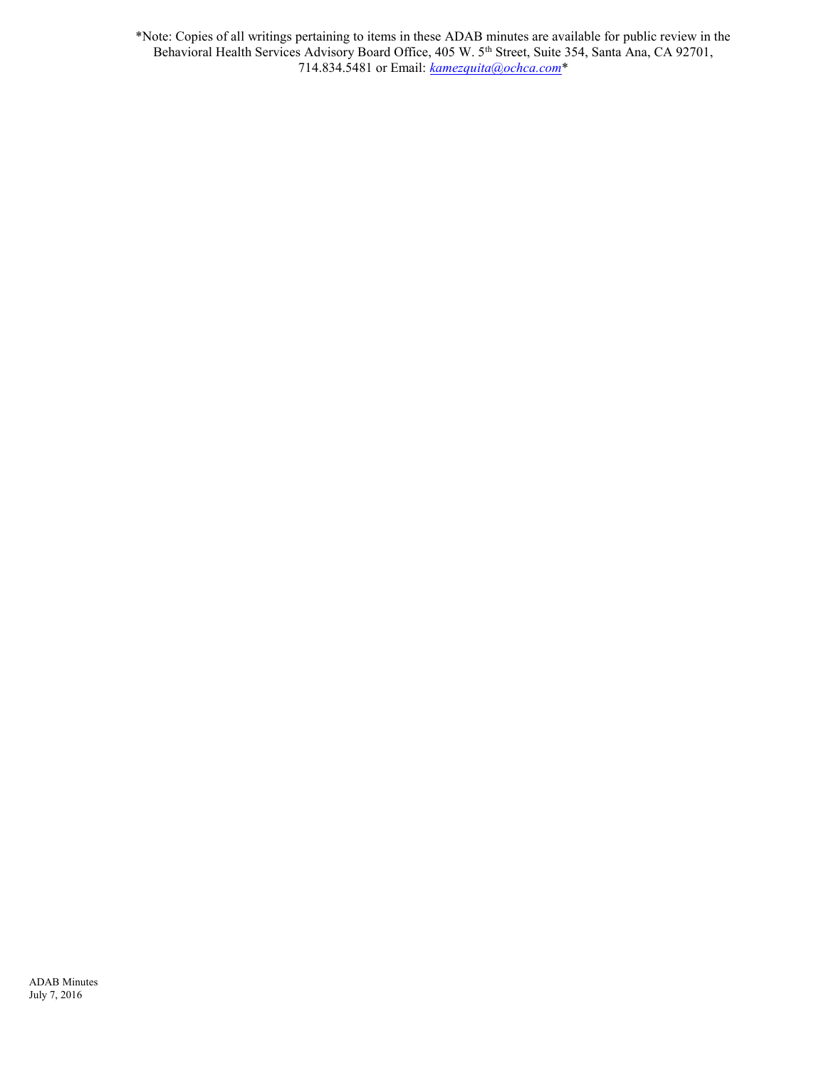*Note: Copies of all writings pertaining to items in these ADAB minutes are available for public review in the Behavioral Health Services Advisory Board Office, 405 W. 5th Street, Suite 354, Santa Ana, CA 92701, 714.834.5481 or Email: kamezquita@ochca.com*